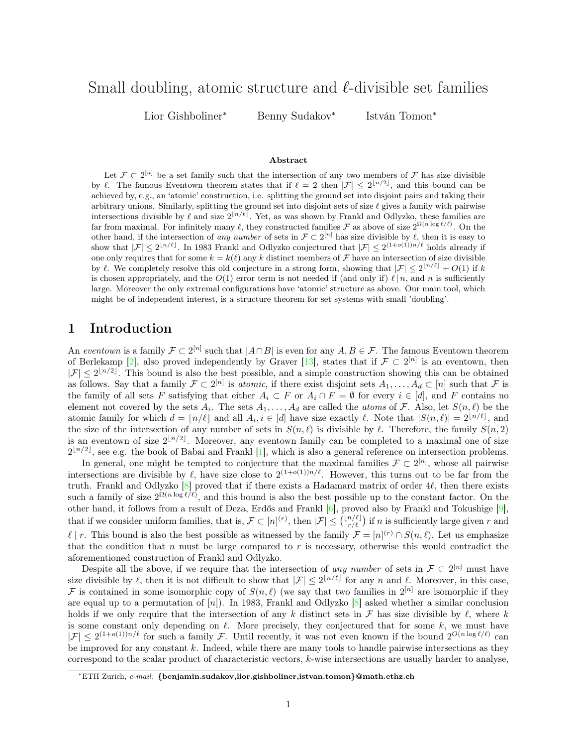# Small doubling, atomic structure and $\ell$-divisible set families

Lior Gishboliner* Benny Sudakov* István Tomon*

### Abstract

Let $\mathcal{F} \subset 2^{[n]}$ be a set family such that the intersection of any two members of $\mathcal{F}$ has size divisible by $\ell$. The famous Eventown theorem states that if $\ell = 2$ then $|\mathcal{F}| \leq 2^{\lfloor n/2 \rfloor}$, and this bound can be achieved by, e.g., an 'atomic' construction, i.e. splitting the ground set into disjoint pairs and taking their arbitrary unions. Similarly, splitting the ground set into disjoint sets of size $\ell$ gives a family with pairwise intersections divisible by $\ell$ and size $2^{\lfloor n/\ell \rfloor}$. Yet, as was shown by Frankl and Odlyzko, these families are far from maximal. For infinitely many $\ell$, they constructed families $\mathcal{F}$ as above of size $2^{\Omega(n \log \ell/\ell)}$. On the other hand, if the intersection of *any number* of sets in $\mathcal{F} \subset 2^{[n]}$ has size divisible by $\ell$, then it is easy to show that $|\mathcal{F}| \leq 2^{\lfloor n/\ell \rfloor}$. In 1983 Frankl and Odlyzko conjectured that $|\mathcal{F}| \leq 2^{(1+o(1))n/\ell}$ holds already if one only requires that for some $k = k(\ell)$ any $k$ distinct members of $\mathcal{F}$ have an intersection of size divisible by $\ell$. We completely resolve this old conjecture in a strong form, showing that $|\mathcal{F}| \leq 2^{\lfloor n/\ell \rfloor} + O(1)$ if $k$ is chosen appropriately, and the $O(1)$ error term is not needed if (and only if) $\ell \,|\, n$, and $n$ is sufficiently large. Moreover the only extremal configurations have 'atomic' structure as above. Our main tool, which might be of independent interest, is a structure theorem for set systems with small 'doubling'.

## 1 Introduction

An *eventown* is a family $\mathcal{F} \subset 2^{[n]}$ such that $|A \cap B|$ is even for any $A, B \in \mathcal{F}$. The famous Eventown theorem of Berlekamp [2], also proved independently by Graver [13], states that if $\mathcal{F} \subset 2^{[n]}$ is an eventown, then $|\mathcal{F}| \leq 2^{\lfloor n/2 \rfloor}$. This bound is also the best possible, and a simple construction showing this can be obtained as follows. Say that a family $\mathcal{F} \subset 2^{[n]}$ is *atomic*, if there exist disjoint sets $A_1, \dots, A_d \subset [n]$ such that $\mathcal{F}$ is the family of all sets $F$ satisfying that either $A_i \subset F$ or $A_i \cap F = \emptyset$ for every $i \in [d]$, and $F$ contains no element not covered by the sets $A_i$. The sets $A_1, \dots, A_d$ are called the *atoms* of $\mathcal{F}$. Also, let $S(n, \ell)$ be the atomic family for which $d = \lfloor n/\ell \rfloor$ and all $A_i, i \in [d]$ have size exactly $\ell$. Note that $|S(n, \ell)| = 2^{\lfloor n/\ell \rfloor}$, and the size of the intersection of any number of sets in $S(n, \ell)$ is divisible by $\ell$. Therefore, the family $S(n, 2)$ is an eventown of size $2^{\lfloor n/2 \rfloor}$. Moreover, any eventown family can be completed to a maximal one of size $2^{\lfloor n/2 \rfloor}$, see e.g. the book of Babai and Frankl [1], which is also a general reference on intersection problems.

In general, one might be tempted to conjecture that the maximal families $\mathcal{F} \subset 2^{[n]}$, whose all pairwise intersections are divisible by $\ell$, have size close to $2^{(1+o(1))n/\ell}$. However, this turns out to be far from the truth. Frankl and Odlyzko [8] proved that if there exists a Hadamard matrix of order $4\ell$, then there exists such a family of size $2^{\Omega(n \log \ell/\ell)}$, and this bound is also the best possible up to the constant factor. On the other hand, it follows from a result of Deza, Erdős and Frankl [6], proved also by Frankl and Tokushige [9], that if we consider uniform families, that is, $\mathcal{F} \subset [n]^{(r)}$, then $|\mathcal{F}| \leq \binom{\lfloor n/\ell \rfloor}{r/\ell}$ if $n$ is sufficiently large given $r$ and $\ell \mid r$. This bound is also the best possible as witnessed by the family $\mathcal{F} = [n]^{(r)} \cap S(n, \ell)$. Let us emphasize that the condition that $n$ must be large compared to $r$ is necessary, otherwise this would contradict the aforementioned construction of Frankl and Odlyzko.

Despite all the above, if we require that the intersection of *any number* of sets in $\mathcal{F} \subset 2^{[n]}$ must have size divisible by $\ell$, then it is not difficult to show that $|\mathcal{F}| \leq 2^{\lfloor n/\ell \rfloor}$ for any $n$ and $\ell$. Moreover, in this case, $\mathcal{F}$ is contained in some isomorphic copy of $S(n, \ell)$ (we say that two families in $2^{[n]}$ are isomorphic if they are equal up to a permutation of $[n]$). In 1983, Frankl and Odlyzko [8] asked whether a similar conclusion holds if we only require that the intersection of any $k$ distinct sets in $\mathcal{F}$ has size divisible by $\ell$, where $k$ is some constant only depending on $\ell$. More precisely, they conjectured that for some $k$, we must have $|\mathcal{F}| \leq 2^{(1+o(1))n/\ell}$ for such a family $\mathcal{F}$. Until recently, it was not even known if the bound $2^{O(n \log \ell/\ell)}$ can be improved for any constant $k$. Indeed, while there are many tools to handle pairwise intersections as they correspond to the scalar product of characteristic vectors, $k$-wise intersections are usually harder to analyse,

---

*ETH Zurich, *e-mail*: **{benjamin.sudakov,lior.gishboliner,istvan.tomon}@math.ethz.ch**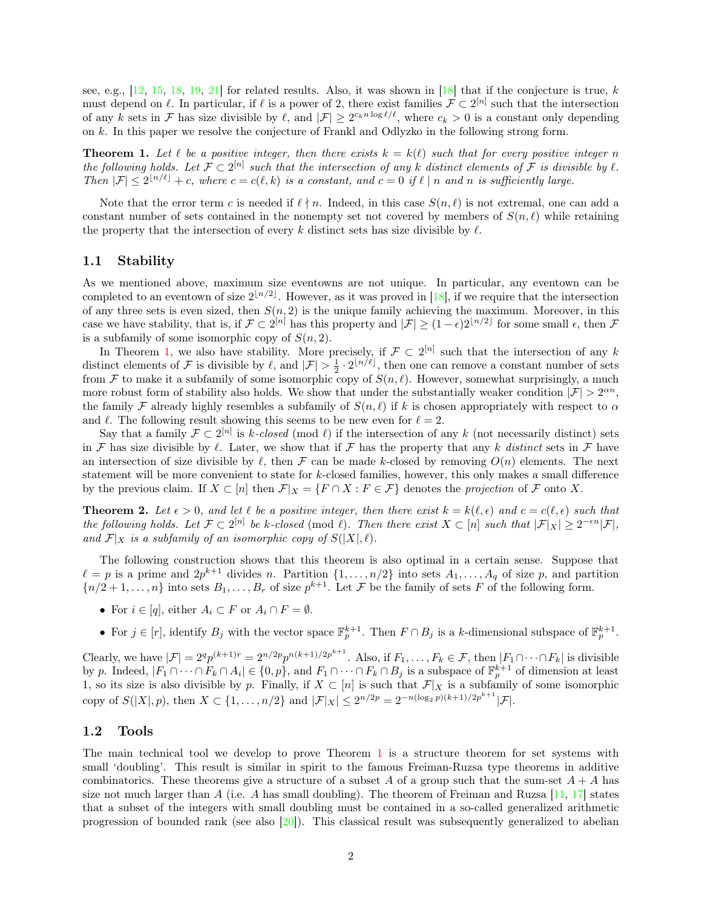see, e.g., [12, 15, 18, 19, 21] for related results. Also, it was shown in [18] that if the conjecture is true, $k$ must depend on $\ell$. In particular, if $\ell$ is a power of 2, there exist families $\mathcal{F} \subset 2^{[n]}$ such that the intersection of any $k$ sets in $\mathcal{F}$ has size divisible by $\ell$, and $|\mathcal{F}| \geq 2^{c_k n \log \ell/\ell}$, where $c_k > 0$ is a constant only depending on $k$. In this paper we resolve the conjecture of Frankl and Odlyzko in the following strong form.

**Theorem 1.** *Let $\ell$ be a positive integer, then there exists $k = k(\ell)$ such that for every positive integer $n$ the following holds. Let $\mathcal{F} \subset 2^{[n]}$ such that the intersection of any $k$ distinct elements of $\mathcal{F}$ is divisible by $\ell$. Then $|\mathcal{F}| \leq 2^{\lfloor n/\ell \rfloor} + c$, where $c = c(\ell, k)$ is a constant, and $c = 0$ if $\ell \mid n$ and $n$ is sufficiently large.*

Note that the error term $c$ is needed if $\ell \nmid n$. Indeed, in this case $S(n, \ell)$ is not extremal, one can add a constant number of sets contained in the nonempty set not covered by members of $S(n, \ell)$ while retaining the property that the intersection of every $k$ distinct sets has size divisible by $\ell$.

## 1.1 Stability

As we mentioned above, maximum size eventowns are not unique. In particular, any eventown can be completed to an eventown of size $2^{\lfloor n/2 \rfloor}$. However, as it was proved in [18], if we require that the intersection of any three sets is even sized, then $S(n, 2)$ is the unique family achieving the maximum. Moreover, in this case we have stability, that is, if $\mathcal{F} \subset 2^{[n]}$ has this property and $|\mathcal{F}| \geq (1 - \epsilon)2^{\lfloor n/2 \rfloor}$ for some small $\epsilon$, then $\mathcal{F}$ is a subfamily of some isomorphic copy of $S(n, 2)$.

In Theorem 1, we also have stability. More precisely, if $\mathcal{F} \subset 2^{[n]}$ such that the intersection of any $k$ distinct elements of $\mathcal{F}$ is divisible by $\ell$, and $|\mathcal{F}| > \frac{1}{2} \cdot 2^{\lfloor n/\ell \rfloor}$, then one can remove a constant number of sets from $\mathcal{F}$ to make it a subfamily of some isomorphic copy of $S(n, \ell)$. However, somewhat surprisingly, a much more robust form of stability also holds. We show that under the substantially weaker condition $|\mathcal{F}| > 2^{\alpha n}$, the family $\mathcal{F}$ already highly resembles a subfamily of $S(n, \ell)$ if $k$ is chosen appropriately with respect to $\alpha$ and $\ell$. The following result showing this seems to be new even for $\ell = 2$.

Say that a family $\mathcal{F} \subset 2^{[n]}$ is *$k$-closed* (mod $\ell$) if the intersection of any $k$ (not necessarily distinct) sets in $\mathcal{F}$ has size divisible by $\ell$. Later, we show that if $\mathcal{F}$ has the property that any $k$ *distinct* sets in $\mathcal{F}$ have an intersection of size divisible by $\ell$, then $\mathcal{F}$ can be made $k$-closed by removing $O(n)$ elements. The next statement will be more convenient to state for $k$-closed families, however, this only makes a small difference by the previous claim. If $X \subset [n]$ then $\mathcal{F}|_X = \{F \cap X : F \in \mathcal{F}\}$ denotes the *projection* of $\mathcal{F}$ onto $X$.

**Theorem 2.** *Let $\epsilon > 0$, and let $\ell$ be a positive integer, then there exist $k = k(\ell, \epsilon)$ and $c = c(\ell, \epsilon)$ such that the following holds. Let $\mathcal{F} \subset 2^{[n]}$ be $k$-closed (mod $\ell$). Then there exist $X \subset [n]$ such that $|\mathcal{F}|_X| \geq 2^{-\epsilon n}|\mathcal{F}|$, and $\mathcal{F}|_X$ is a subfamily of an isomorphic copy of $S(|X|, \ell)$.*

The following construction shows that this theorem is also optimal in a certain sense. Suppose that $\ell = p$ is a prime and $2p^{k+1}$ divides $n$. Partition $\{1, \dots, n/2\}$ into sets $A_1, \dots, A_q$ of size $p$, and partition $\{n/2 + 1, \dots, n\}$ into sets $B_1, \dots, B_r$ of size $p^{k+1}$. Let $\mathcal{F}$ be the family of sets $F$ of the following form.

- For $i \in [q]$, either $A_i \subset F$ or $A_i \cap F = \emptyset$.
- For $j \in [r]$, identify $B_j$ with the vector space $\mathbb{F}_p^{k+1}$. Then $F \cap B_j$ is a $k$-dimensional subspace of $\mathbb{F}_p^{k+1}$.

Clearly, we have $|\mathcal{F}| = 2^q p^{(k+1)r} = 2^{n/2p} p^{n(k+1)/2p^{k+1}}$. Also, if $F_1, \dots, F_k \in \mathcal{F}$, then $|F_1 \cap \dots \cap F_k|$ is divisible by $p$. Indeed, $|F_1 \cap \dots \cap F_k \cap A_i| \in \{0, p\}$, and $F_1 \cap \dots \cap F_k \cap B_j$ is a subspace of $\mathbb{F}_p^{k+1}$ of dimension at least 1, so its size is also divisible by $p$. Finally, if $X \subset [n]$ is such that $\mathcal{F}|_X$ is a subfamily of some isomorphic copy of $S(|X|, p)$, then $X \subset \{1, \dots, n/2\}$ and $|\mathcal{F}|_X| \leq 2^{n/2p} = 2^{-n(\log_2 p)(k+1)/2p^{k+1}}|\mathcal{F}|$.

## 1.2 Tools

The main technical tool we develop to prove Theorem 1 is a structure theorem for set systems with small 'doubling'. This result is similar in spirit to the famous Freiman-Ruzsa type theorems in additive combinatorics. These theorems give a structure of a subset $A$ of a group such that the sum-set $A + A$ has size not much larger than $A$ (i.e. $A$ has small doubling). The theorem of Freiman and Ruzsa [11, 17] states that a subset of the integers with small doubling must be contained in a so-called generalized arithmetic progression of bounded rank (see also [20]). This classical result was subsequently generalized to abelian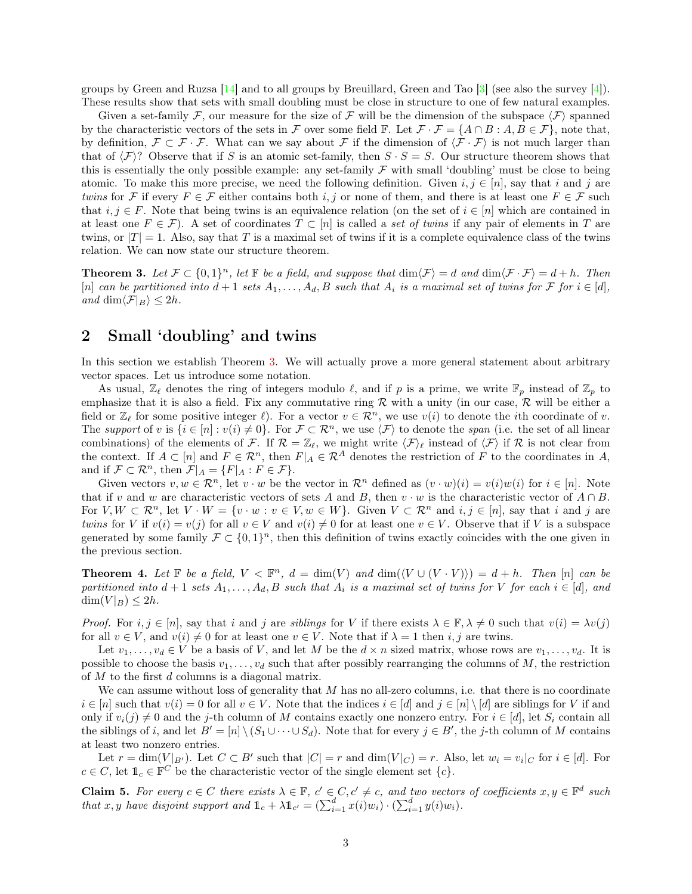groups by Green and Ruzsa [14] and to all groups by Breuillard, Green and Tao [3] (see also the survey [4]). These results show that sets with small doubling must be close in structure to one of few natural examples.

Given a set-family $\mathcal{F}$, our measure for the size of $\mathcal{F}$ will be the dimension of the subspace $\langle \mathcal{F} \rangle$ spanned by the characteristic vectors of the sets in $\mathcal{F}$ over some field $\mathbb{F}$. Let $\mathcal{F} \cdot \mathcal{F} = \{A \cap B : A, B \in \mathcal{F}\}$, note that, by definition, $\mathcal{F} \subset \mathcal{F} \cdot \mathcal{F}$. What can we say about $\mathcal{F}$ if the dimension of $\langle \mathcal{F} \cdot \mathcal{F} \rangle$ is not much larger than that of $\langle \mathcal{F} \rangle$? Observe that if $S$ is an atomic set-family, then $S \cdot S = S$. Our structure theorem shows that this is essentially the only possible example: any set-family $\mathcal{F}$ with small 'doubling' must be close to being atomic. To make this more precise, we need the following definition. Given $i, j \in [n]$, say that $i$ and $j$ are *twins* for $\mathcal{F}$ if every $F \in \mathcal{F}$ either contains both $i, j$ or none of them, and there is at least one $F \in \mathcal{F}$ such that $i, j \in F$. Note that being twins is an equivalence relation (on the set of $i \in [n]$ which are contained in at least one $F \in \mathcal{F}$). A set of coordinates $T \subset [n]$ is called a *set of twins* if any pair of elements in $T$ are twins, or $|T| = 1$. Also, say that $T$ is a maximal set of twins if it is a complete equivalence class of the twins relation. We can now state our structure theorem.

**Theorem 3.** *Let $\mathcal{F} \subset \{0,1\}^n$, let $\mathbb{F}$ be a field, and suppose that $\dim\langle \mathcal{F} \rangle = d$ and $\dim\langle \mathcal{F} \cdot \mathcal{F} \rangle = d + h$. Then $[n]$ can be partitioned into $d + 1$ sets $A_1, \dots, A_d, B$ such that $A_i$ is a maximal set of twins for $\mathcal{F}$ for $i \in [d]$, and $\dim\langle \mathcal{F}|_B \rangle \leq 2h$.*

## 2 Small 'doubling' and twins

In this section we establish Theorem 3. We will actually prove a more general statement about arbitrary vector spaces. Let us introduce some notation.

As usual, $\mathbb{Z}_\ell$ denotes the ring of integers modulo $\ell$, and if $p$ is a prime, we write $\mathbb{F}_p$ instead of $\mathbb{Z}_p$ to emphasize that it is also a field. Fix any commutative ring $\mathcal{R}$ with a unity (in our case, $\mathcal{R}$ will be either a field or $\mathbb{Z}_\ell$ for some positive integer $\ell$). For a vector $v \in \mathcal{R}^n$, we use $v(i)$ to denote the $i$th coordinate of $v$. The *support* of $v$ is $\{i \in [n] : v(i) \neq 0\}$. For $\mathcal{F} \subset \mathcal{R}^n$, we use $\langle \mathcal{F} \rangle$ to denote the *span* (i.e. the set of all linear combinations) of the elements of $\mathcal{F}$. If $\mathcal{R} = \mathbb{Z}_\ell$, we might write $\langle \mathcal{F} \rangle_\ell$ instead of $\langle \mathcal{F} \rangle$ if $\mathcal{R}$ is not clear from the context. If $A \subset [n]$ and $F \in \mathcal{R}^n$, then $F|_A \in \mathcal{R}^A$ denotes the restriction of $F$ to the coordinates in $A$, and if $\mathcal{F} \subset \mathcal{R}^n$, then $\mathcal{F}|_A = \{F|_A : F \in \mathcal{F}\}$.

Given vectors $v, w \in \mathcal{R}^n$, let $v \cdot w$ be the vector in $\mathcal{R}^n$ defined as $(v \cdot w)(i) = v(i)w(i)$ for $i \in [n]$. Note that if $v$ and $w$ are characteristic vectors of sets $A$ and $B$, then $v \cdot w$ is the characteristic vector of $A \cap B$. For $V, W \subset \mathcal{R}^n$, let $V \cdot W = \{v \cdot w : v \in V, w \in W\}$. Given $V \subset \mathcal{R}^n$ and $i, j \in [n]$, say that $i$ and $j$ are *twins* for $V$ if $v(i) = v(j)$ for all $v \in V$ and $v(i) \neq 0$ for at least one $v \in V$. Observe that if $V$ is a subspace generated by some family $\mathcal{F} \subset \{0,1\}^n$, then this definition of twins exactly coincides with the one given in the previous section.

**Theorem 4.** *Let $\mathbb{F}$ be a field, $V < \mathbb{F}^n$, $d = \dim(V)$ and $\dim(\langle V \cup (V \cdot V) \rangle) = d + h$. Then $[n]$ can be partitioned into $d + 1$ sets $A_1, \dots, A_d, B$ such that $A_i$ is a maximal set of twins for $V$ for each $i \in [d]$, and $\dim(V|_B) \leq 2h$.*

*Proof.* For $i, j \in [n]$, say that $i$ and $j$ are *siblings* for $V$ if there exists $\lambda \in \mathbb{F}, \lambda \neq 0$ such that $v(i) = \lambda v(j)$ for all $v \in V$, and $v(i) \neq 0$ for at least one $v \in V$. Note that if $\lambda = 1$ then $i, j$ are twins.

Let $v_1, \dots, v_d \in V$ be a basis of $V$, and let $M$ be the $d \times n$ sized matrix, whose rows are $v_1, \dots, v_d$. It is possible to choose the basis $v_1, \dots, v_d$ such that after possibly rearranging the columns of $M$, the restriction of $M$ to the first $d$ columns is a diagonal matrix.

We can assume without loss of generality that $M$ has no all-zero columns, i.e. that there is no coordinate $i \in [n]$ such that $v(i) = 0$ for all $v \in V$. Note that the indices $i \in [d]$ and $j \in [n] \setminus [d]$ are siblings for $V$ if and only if $v_i(j) \neq 0$ and the $j$-th column of $M$ contains exactly one nonzero entry. For $i \in [d]$, let $S_i$ contain all the siblings of $i$, and let $B' = [n] \setminus (S_1 \cup \dots \cup S_d)$. Note that for every $j \in B'$, the $j$-th column of $M$ contains at least two nonzero entries.

Let $r = \dim(V|_{B'})$. Let $C \subset B'$ such that $|C| = r$ and $\dim(V|_C) = r$. Also, let $w_i = v_i|_C$ for $i \in [d]$. For $c \in C$, let $\mathbb{1}_c \in \mathbb{F}^C$ be the characteristic vector of the single element set $\{c\}$.

**Claim 5.** *For every $c \in C$ there exists $\lambda \in \mathbb{F}$, $c' \in C, c' \neq c$, and two vectors of coefficients $x, y \in \mathbb{F}^d$ such that $x, y$ have disjoint support and $\mathbb{1}_c + \lambda \mathbb{1}_{c'} = (\sum_{i=1}^d x(i) w_i) \cdot (\sum_{i=1}^d y(i) w_i)$.*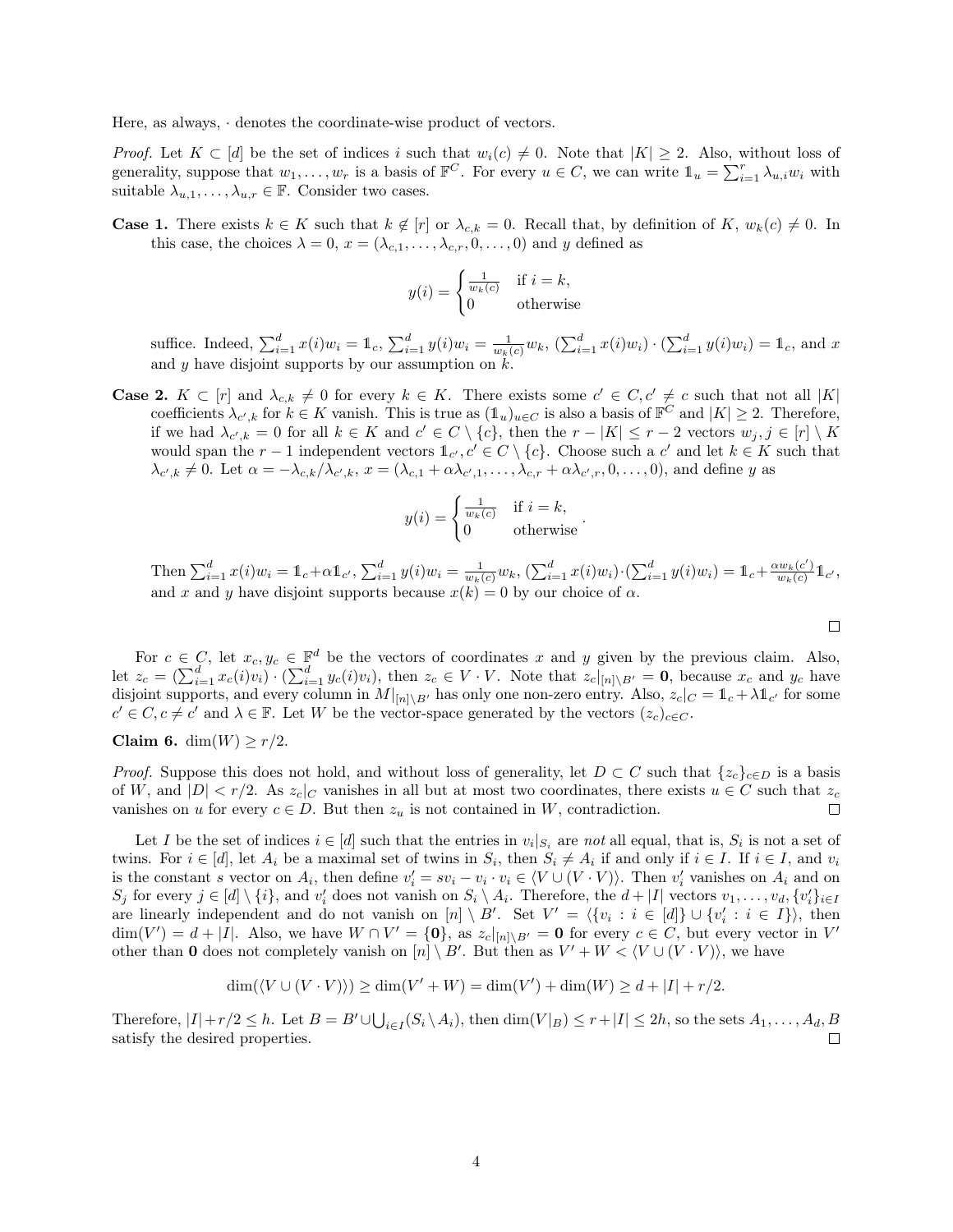Here, as always, $\cdot$ denotes the coordinate-wise product of vectors.

*Proof.* Let $K \subset [d]$ be the set of indices $i$ such that $w_i(c) \neq 0$. Note that $|K| \geq 2$. Also, without loss of generality, suppose that $w_1, \dots, w_r$ is a basis of $\mathbb{F}^C$. For every $u \in C$, we can write $\mathbb{1}_u = \sum_{i=1}^r \lambda_{u,i} w_i$ with suitable $\lambda_{u,1}, \dots, \lambda_{u,r} \in \mathbb{F}$. Consider two cases.

**Case 1.** There exists $k \in K$ such that $k \notin [r]$ or $\lambda_{c,k} = 0$. Recall that, by definition of $K$, $w_k(c) \neq 0$. In this case, the choices $\lambda = 0$, $x = (\lambda_{c,1}, \dots, \lambda_{c,r}, 0, \dots, 0)$ and $y$ defined as

$$y(i) = \begin{cases} \frac{1}{w_k(c)} & \text{if } i = k, \\ 0 & \text{otherwise} \end{cases}$$

suffice. Indeed, $\sum_{i=1}^d x(i) w_i = \mathbb{1}_c$, $\sum_{i=1}^d y(i) w_i = \frac{1}{w_k(c)} w_k$, $(\sum_{i=1}^d x(i) w_i) \cdot (\sum_{i=1}^d y(i) w_i) = \mathbb{1}_c$, and $x$ and $y$ have disjoint supports by our assumption on $k$.

**Case 2.** $K \subset [r]$ and $\lambda_{c,k} \neq 0$ for every $k \in K$. There exists some $c' \in C, c' \neq c$ such that not all $|K|$ coefficients $\lambda_{c',k}$ for $k \in K$ vanish. This is true as $(\mathbb{1}_u)_{u \in C}$ is also a basis of $\mathbb{F}^C$ and $|K| \geq 2$. Therefore, if we had $\lambda_{c',k} = 0$ for all $k \in K$ and $c' \in C \setminus \{c\}$, then the $r - |K| \leq r - 2$ vectors $w_j, j \in [r] \setminus K$ would span the $r-1$ independent vectors $\mathbb{1}_{c'}, c' \in C \setminus \{c\}$. Choose such a $c'$ and let $k \in K$ such that $\lambda_{c',k} \neq 0$. Let $\alpha = -\lambda_{c,k}/\lambda_{c',k}$, $x = (\lambda_{c,1} + \alpha\lambda_{c',1}, \dots, \lambda_{c,r} + \alpha\lambda_{c',r}, 0, \dots, 0)$, and define $y$ as

$$y(i) = \begin{cases} \frac{1}{w_k(c)} & \text{if } i = k, \\ 0 & \text{otherwise} \end{cases}.$$

Then $\sum_{i=1}^d x(i) w_i = \mathbb{1}_c + \alpha \mathbb{1}_{c'}$, $\sum_{i=1}^d y(i) w_i = \frac{1}{w_k(c)} w_k$, $(\sum_{i=1}^d x(i) w_i) \cdot (\sum_{i=1}^d y(i) w_i) = \mathbb{1}_c + \frac{\alpha w_k(c')}{w_k(c)} \mathbb{1}_{c'}$, and $x$ and $y$ have disjoint supports because $x(k) = 0$ by our choice of $\alpha$.

$\square$

For $c \in C$, let $x_c, y_c \in \mathbb{F}^d$ be the vectors of coordinates $x$ and $y$ given by the previous claim. Also, let $z_c = (\sum_{i=1}^d x_c(i) v_i) \cdot (\sum_{i=1}^d y_c(i) v_i)$, then $z_c \in V \cdot V$. Note that $z_c|_{[n] \setminus B'} = \mathbf{0}$, because $x_c$ and $y_c$ have disjoint supports, and every column in $M|_{[n] \setminus B'}$ has only one non-zero entry. Also, $z_c|_C = \mathbb{1}_c + \lambda \mathbb{1}_{c'}$ for some $c' \in C, c \neq c'$ and $\lambda \in \mathbb{F}$. Let $W$ be the vector-space generated by the vectors $(z_c)_{c \in C}$.

**Claim 6.** $\dim(W) \geq r/2$.

*Proof.* Suppose this does not hold, and without loss of generality, let $D \subset C$ such that $\{z_c\}_{c \in D}$ is a basis of $W$, and $|D| < r/2$. As $z_c|_C$ vanishes in all but at most two coordinates, there exists $u \in C$ such that $z_c$ vanishes on $u$ for every $c \in D$. But then $z_u$ is not contained in $W$, contradiction. $\square$

Let $I$ be the set of indices $i \in [d]$ such that the entries in $v_i|_{S_i}$ are *not* all equal, that is, $S_i$ is not a set of twins. For $i \in [d]$, let $A_i$ be a maximal set of twins in $S_i$, then $S_i \neq A_i$ if and only if $i \in I$. If $i \in I$, and $v_i$ is the constant $s$ vector on $A_i$, then define $v'_i = s v_i - v_i \cdot v_i \in \langle V \cup (V \cdot V) \rangle$. Then $v'_i$ vanishes on $A_i$ and on $S_j$ for every $j \in [d] \setminus \{i\}$, and $v'_i$ does not vanish on $S_i \setminus A_i$. Therefore, the $d + |I|$ vectors $v_1, \dots, v_d, \{v'_i\}_{i \in I}$ are linearly independent and do not vanish on $[n] \setminus B'$. Set $V' = \langle \{v_i : i \in [d]\} \cup \{v'_i : i \in I\} \rangle$, then $\dim(V') = d + |I|$. Also, we have $W \cap V' = \{\mathbf{0}\}$, as $z_c|_{[n] \setminus B'} = \mathbf{0}$ for every $c \in C$, but every vector in $V'$ other than $\mathbf{0}$ does not completely vanish on $[n] \setminus B'$. But then as $V' + W < \langle V \cup (V \cdot V) \rangle$, we have

$$\dim(\langle V \cup (V \cdot V) \rangle) \geq \dim(V' + W) = \dim(V') + \dim(W) \geq d + |I| + r/2.$$

Therefore, $|I| + r/2 \leq h$. Let $B = B' \cup \bigcup_{i \in I} (S_i \setminus A_i)$, then $\dim(V|_B) \leq r + |I| \leq 2h$, so the sets $A_1, \dots, A_d, B$ satisfy the desired properties. $\square$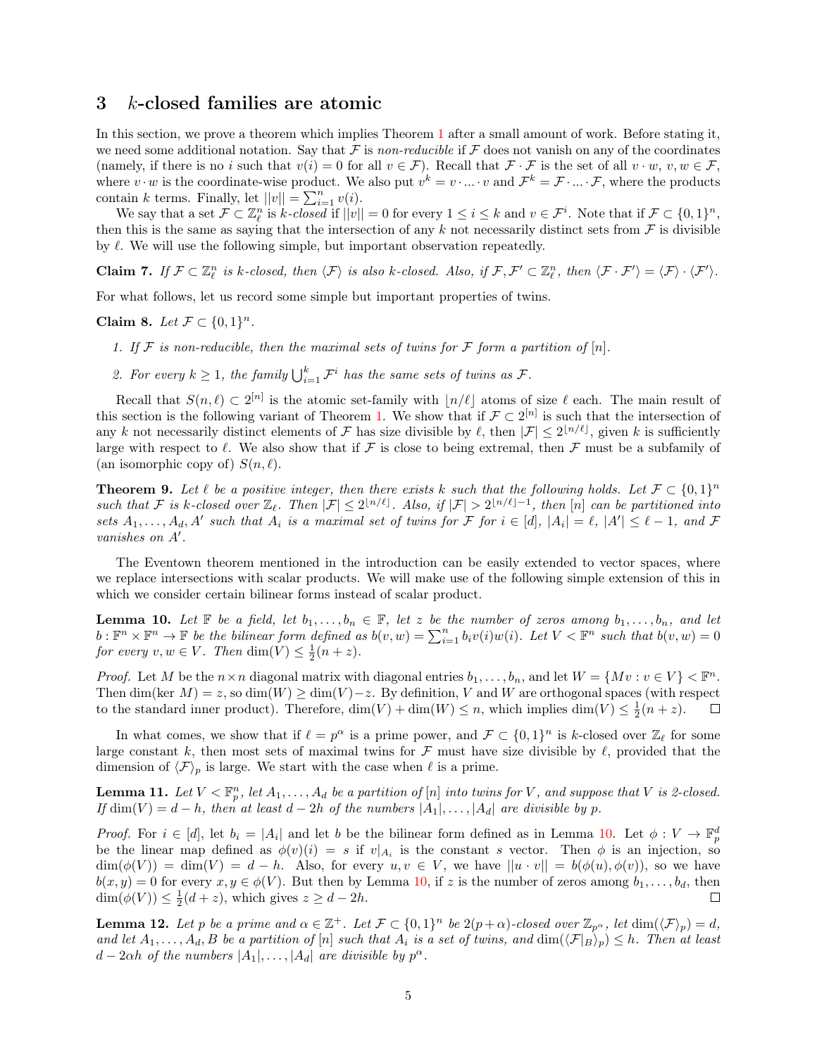## 3 $k$-closed families are atomic

In this section, we prove a theorem which implies Theorem 1 after a small amount of work. Before stating it, we need some additional notation. Say that $\mathcal{F}$ is *non-reducible* if $\mathcal{F}$ does not vanish on any of the coordinates (namely, if there is no $i$ such that $v(i) = 0$ for all $v \in \mathcal{F}$). Recall that $\mathcal{F} \cdot \mathcal{F}$ is the set of all $v \cdot w$, $v, w \in \mathcal{F}$, where $v \cdot w$ is the coordinate-wise product. We also put $v^k = v \cdot \ldots \cdot v$ and $\mathcal{F}^k = \mathcal{F} \cdot \ldots \cdot \mathcal{F}$, where the products contain $k$ terms. Finally, let $||v|| = \sum_{i=1}^n v(i)$.

We say that a set $\mathcal{F} \subset \mathbb{Z}_\ell^n$ is *$k$-closed* if $||v|| = 0$ for every $1 \leq i \leq k$ and $v \in \mathcal{F}^i$. Note that if $\mathcal{F} \subset \{0,1\}^n$, then this is the same as saying that the intersection of any $k$ not necessarily distinct sets from $\mathcal{F}$ is divisible by $\ell$. We will use the following simple, but important observation repeatedly.

**Claim 7.** *If $\mathcal{F} \subset \mathbb{Z}_\ell^n$ is $k$-closed, then $\langle \mathcal{F} \rangle$ is also $k$-closed. Also, if $\mathcal{F}, \mathcal{F}' \subset \mathbb{Z}_\ell^n$, then $\langle \mathcal{F} \cdot \mathcal{F}' \rangle = \langle \mathcal{F} \rangle \cdot \langle \mathcal{F}' \rangle$.*

For what follows, let us record some simple but important properties of twins.

**Claim 8.** *Let $\mathcal{F} \subset \{0,1\}^n$.*

1. *If $\mathcal{F}$ is non-reducible, then the maximal sets of twins for $\mathcal{F}$ form a partition of $[n]$.*
2. *For every $k \geq 1$, the family $\bigcup_{i=1}^k \mathcal{F}^i$ has the same sets of twins as $\mathcal{F}$.*

Recall that $S(n,\ell) \subset 2^{[n]}$ is the atomic set-family with $\lfloor n/\ell \rfloor$ atoms of size $\ell$ each. The main result of this section is the following variant of Theorem 1. We show that if $\mathcal{F} \subset 2^{[n]}$ is such that the intersection of any $k$ not necessarily distinct elements of $\mathcal{F}$ has size divisible by $\ell$, then $|\mathcal{F}| \leq 2^{\lfloor n/\ell \rfloor}$, given $k$ is sufficiently large with respect to $\ell$. We also show that if $\mathcal{F}$ is close to being extremal, then $\mathcal{F}$ must be a subfamily of (an isomorphic copy of) $S(n,\ell)$.

**Theorem 9.** *Let $\ell$ be a positive integer, then there exists $k$ such that the following holds. Let $\mathcal{F} \subset \{0,1\}^n$ such that $\mathcal{F}$ is $k$-closed over $\mathbb{Z}_\ell$. Then $|\mathcal{F}| \leq 2^{\lfloor n/\ell \rfloor}$. Also, if $|\mathcal{F}| > 2^{\lfloor n/\ell \rfloor - 1}$, then $[n]$ can be partitioned into sets $A_1, \ldots, A_d, A'$ such that $A_i$ is a maximal set of twins for $\mathcal{F}$ for $i \in [d]$, $|A_i| = \ell$, $|A'| \leq \ell - 1$, and $\mathcal{F}$ vanishes on $A'$.*

The Eventown theorem mentioned in the introduction can be easily extended to vector spaces, where we replace intersections with scalar products. We will make use of the following simple extension of this in which we consider certain bilinear forms instead of scalar product.

**Lemma 10.** *Let $\mathbb{F}$ be a field, let $b_1, \ldots, b_n \in \mathbb{F}$, let $z$ be the number of zeros among $b_1, \ldots, b_n$, and let $b : \mathbb{F}^n \times \mathbb{F}^n \to \mathbb{F}$ be the bilinear form defined as $b(v,w) = \sum_{i=1}^n b_i v(i) w(i)$. Let $V < \mathbb{F}^n$ such that $b(v,w) = 0$ for every $v, w \in V$. Then $\dim(V) \leq \frac{1}{2}(n+z)$.*

*Proof.* Let $M$ be the $n \times n$ diagonal matrix with diagonal entries $b_1, \ldots, b_n$, and let $W = \{Mv : v \in V\} < \mathbb{F}^n$. Then $\dim(\ker M) = z$, so $\dim(W) \geq \dim(V) - z$. By definition, $V$ and $W$ are orthogonal spaces (with respect to the standard inner product). Therefore, $\dim(V) + \dim(W) \leq n$, which implies $\dim(V) \leq \frac{1}{2}(n+z)$. $\square$

In what comes, we show that if $\ell = p^\alpha$ is a prime power, and $\mathcal{F} \subset \{0,1\}^n$ is $k$-closed over $\mathbb{Z}_\ell$ for some large constant $k$, then most sets of maximal twins for $\mathcal{F}$ must have size divisible by $\ell$, provided that the dimension of $\langle \mathcal{F} \rangle_p$ is large. We start with the case when $\ell$ is a prime.

**Lemma 11.** *Let $V < \mathbb{F}_p^n$, let $A_1, \ldots, A_d$ be a partition of $[n]$ into twins for $V$, and suppose that $V$ is 2-closed. If $\dim(V) = d - h$, then at least $d - 2h$ of the numbers $|A_1|, \ldots, |A_d|$ are divisible by $p$.*

*Proof.* For $i \in [d]$, let $b_i = |A_i|$ and let $b$ be the bilinear form defined as in Lemma 10. Let $\phi : V \to \mathbb{F}_p^d$ be the linear map defined as $\phi(v)(i) = s$ if $v|_{A_i}$ is the constant $s$ vector. Then $\phi$ is an injection, so $\dim(\phi(V)) = \dim(V) = d - h$. Also, for every $u, v \in V$, we have $||u \cdot v|| = b(\phi(u), \phi(v))$, so we have $b(x,y) = 0$ for every $x, y \in \phi(V)$. But then by Lemma 10, if $z$ is the number of zeros among $b_1, \ldots, b_d$, then $\dim(\phi(V)) \leq \frac{1}{2}(d+z)$, which gives $z \geq d - 2h$. $\square$

**Lemma 12.** *Let $p$ be a prime and $\alpha \in \mathbb{Z}^+$. Let $\mathcal{F} \subset \{0,1\}^n$ be $2(p+\alpha)$-closed over $\mathbb{Z}_{p^\alpha}$, let $\dim(\langle \mathcal{F} \rangle_p) = d$, and let $A_1, \ldots, A_d, B$ be a partition of $[n]$ such that $A_i$ is a set of twins, and $\dim(\langle \mathcal{F}|_B \rangle_p) \leq h$. Then at least $d - 2\alpha h$ of the numbers $|A_1|, \ldots, |A_d|$ are divisible by $p^\alpha$.*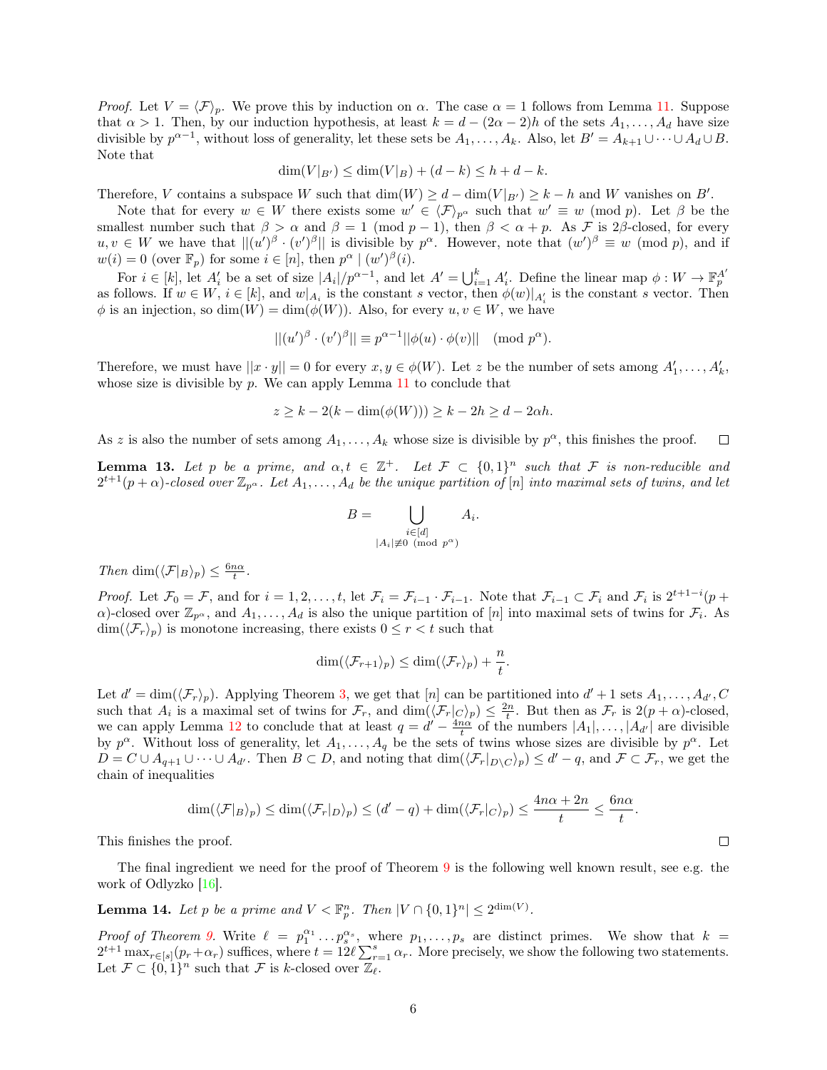*Proof.* Let $V = \langle \mathcal{F} \rangle_p$. We prove this by induction on $\alpha$. The case $\alpha = 1$ follows from Lemma 11. Suppose that $\alpha > 1$. Then, by our induction hypothesis, at least $k = d - (2\alpha - 2)h$ of the sets $A_1, \dots, A_d$ have size divisible by $p^{\alpha-1}$, without loss of generality, let these sets be $A_1, \dots, A_k$. Also, let $B' = A_{k+1} \cup \dots \cup A_d \cup B$. Note that

$$\dim(V|_{B'}) \leq \dim(V|_B) + (d-k) \leq h + d - k.$$

Therefore, $V$ contains a subspace $W$ such that $\dim(W) \geq d - \dim(V|_{B'}) \geq k - h$ and $W$ vanishes on $B'$.

Note that for every $w \in W$ there exists some $w' \in \langle \mathcal{F} \rangle_{p^\alpha}$ such that $w' \equiv w \pmod p$. Let $\beta$ be the smallest number such that $\beta > \alpha$ and $\beta = 1 \pmod{p-1}$, then $\beta < \alpha + p$. As $\mathcal{F}$ is $2\beta$-closed, for every $u, v \in W$ we have that $||(u')^\beta \cdot (v')^\beta||$ is divisible by $p^\alpha$. However, note that $(w')^\beta \equiv w \pmod p$, and if $w(i) = 0$ (over $\mathbb{F}_p$) for some $i \in [n]$, then $p^\alpha \mid (w')^\beta(i)$.

For $i \in [k]$, let $A'_i$ be a set of size $|A_i|/p^{\alpha-1}$, and let $A' = \bigcup_{i=1}^k A'_i$. Define the linear map $\phi : W \to \mathbb{F}_p^{A'}$ as follows. If $w \in W$, $i \in [k]$, and $w|_{A_i}$ is the constant $s$ vector, then $\phi(w)|_{A'_i}$ is the constant $s$ vector. Then $\phi$ is an injection, so $\dim(W) = \dim(\phi(W))$. Also, for every $u, v \in W$, we have

$$||(u')^\beta \cdot (v')^\beta|| \equiv p^{\alpha-1} ||\phi(u) \cdot \phi(v)|| \pmod{p^\alpha}.$$

Therefore, we must have $||x \cdot y|| = 0$ for every $x, y \in \phi(W)$. Let $z$ be the number of sets among $A'_1, \dots, A'_k$, whose size is divisible by $p$. We can apply Lemma 11 to conclude that

$$z \geq k - 2(k - \dim(\phi(W))) \geq k - 2h \geq d - 2\alpha h.$$

As $z$ is also the number of sets among $A_1, \dots, A_k$ whose size is divisible by $p^\alpha$, this finishes the proof. $\square$

**Lemma 13.** *Let $p$ be a prime, and $\alpha, t \in \mathbb{Z}^+$. Let $\mathcal{F} \subset \{0,1\}^n$ such that $\mathcal{F}$ is non-reducible and $2^{t+1}(p+\alpha)$-closed over $\mathbb{Z}_{p^\alpha}$. Let $A_1, \dots, A_d$ be the unique partition of $[n]$ into maximal sets of twins, and let*

$$B = \bigcup_{\substack{i \in [d] \\ |A_i| \not\equiv 0 \pmod{p^\alpha}}} A_i.$$

*Then $\dim(\langle \mathcal{F}|_B \rangle_p) \leq \frac{6n\alpha}{t}$.*

*Proof.* Let $\mathcal{F}_0 = \mathcal{F}$, and for $i = 1, 2, \dots, t$, let $\mathcal{F}_i = \mathcal{F}_{i-1} \cdot \mathcal{F}_{i-1}$. Note that $\mathcal{F}_{i-1} \subset \mathcal{F}_i$ and $\mathcal{F}_i$ is $2^{t+1-i}(p+\alpha)$-closed over $\mathbb{Z}_{p^\alpha}$, and $A_1, \dots, A_d$ is also the unique partition of $[n]$ into maximal sets of twins for $\mathcal{F}_i$. As $\dim(\langle \mathcal{F}_r \rangle_p)$ is monotone increasing, there exists $0 \leq r < t$ such that

$$\dim(\langle \mathcal{F}_{r+1} \rangle_p) \leq \dim(\langle \mathcal{F}_r \rangle_p) + \frac{n}{t}.$$

Let $d' = \dim(\langle \mathcal{F}_r \rangle_p)$. Applying Theorem 3, we get that $[n]$ can be partitioned into $d'+1$ sets $A_1, \dots, A_{d'}, C$ such that $A_i$ is a maximal set of twins for $\mathcal{F}_r$, and $\dim(\langle \mathcal{F}_r|_C \rangle_p) \leq \frac{2n}{t}$. But then as $\mathcal{F}_r$ is $2(p+\alpha)$-closed, we can apply Lemma 12 to conclude that at least $q = d' - \frac{4n\alpha}{t}$ of the numbers $|A_1|, \dots, |A_{d'}|$ are divisible by $p^\alpha$. Without loss of generality, let $A_1, \dots, A_q$ be the sets of twins whose sizes are divisible by $p^\alpha$. Let $D = C \cup A_{q+1} \cup \dots \cup A_{d'}$. Then $B \subset D$, and noting that $\dim(\langle \mathcal{F}_r|_{D \setminus C} \rangle_p) \leq d' - q$, and $\mathcal{F} \subset \mathcal{F}_r$, we get the chain of inequalities

$$\dim(\langle \mathcal{F}|_B \rangle_p) \leq \dim(\langle \mathcal{F}_r|_D \rangle_p) \leq (d' - q) + \dim(\langle \mathcal{F}_r|_C \rangle_p) \leq \frac{4n\alpha + 2n}{t} \leq \frac{6n\alpha}{t}.$$

This finishes the proof. $\square$

The final ingredient we need for the proof of Theorem 9 is the following well known result, see e.g. the work of Odlyzko [16].

**Lemma 14.** *Let $p$ be a prime and $V < \mathbb{F}_p^n$. Then $|V \cap \{0,1\}^n| \leq 2^{\dim(V)}$.*

*Proof of Theorem 9.* Write $\ell = p_1^{\alpha_1} \dots p_s^{\alpha_s}$, where $p_1, \dots, p_s$ are distinct primes. We show that $k = 2^{t+1} \max_{r \in [s]} (p_r + \alpha_r)$ suffices, where $t = 12\ell \sum_{r=1}^s \alpha_r$. More precisely, we show the following two statements. Let $\mathcal{F} \subset \{0,1\}^n$ such that $\mathcal{F}$ is $k$-closed over $\mathbb{Z}_\ell$.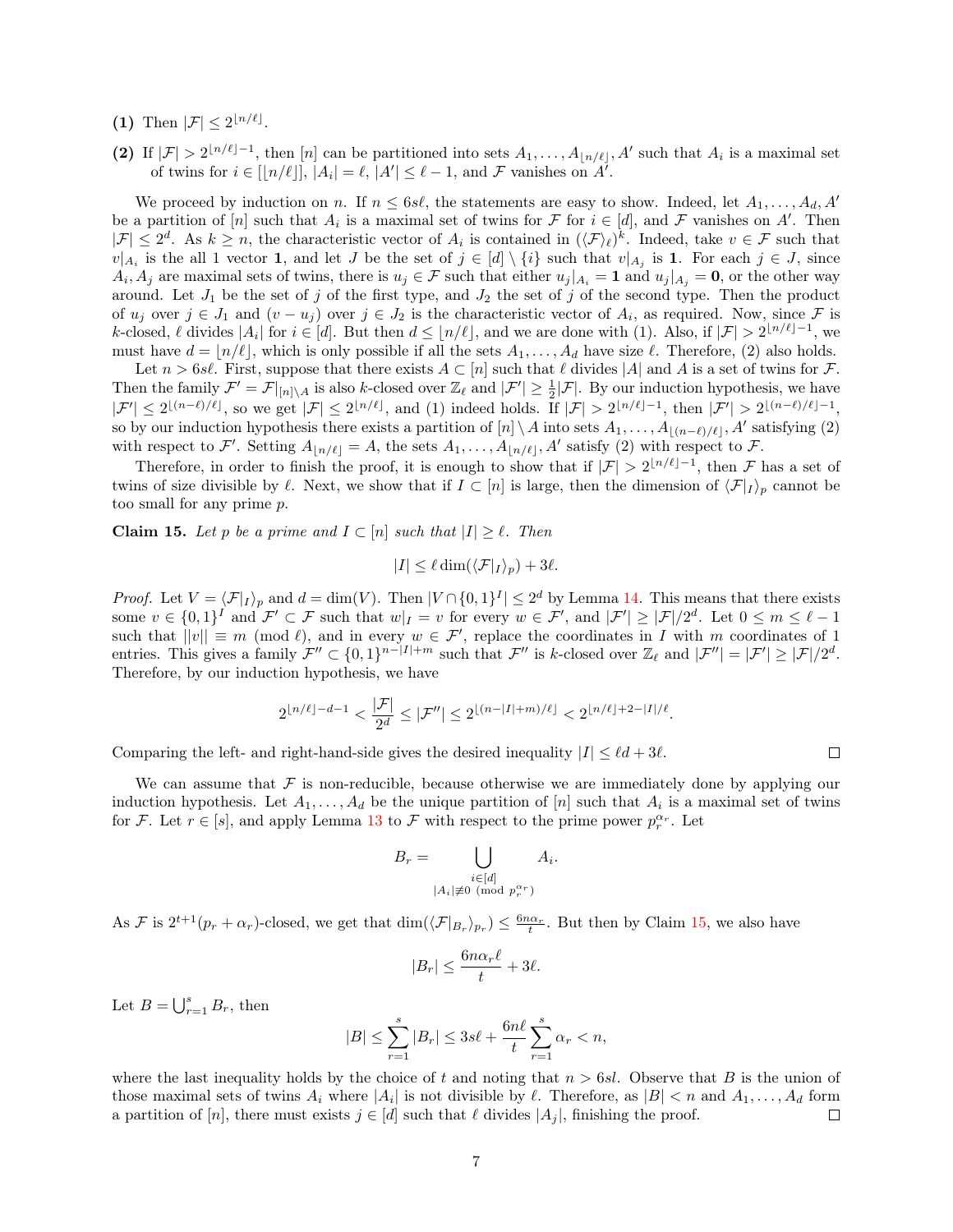**(1)** Then $|\mathcal{F}| \le 2^{\lfloor n/\ell \rfloor}$.

**(2)** If $|\mathcal{F}| > 2^{\lfloor n/\ell \rfloor - 1}$, then $[n]$ can be partitioned into sets $A_1, \dots, A_{\lfloor n/\ell \rfloor}, A'$ such that $A_i$ is a maximal set of twins for $i \in [\lfloor n/\ell \rfloor]$, $|A_i| = \ell$, $|A'| \le \ell - 1$, and $\mathcal{F}$ vanishes on $A'$.

We proceed by induction on $n$. If $n \le 6s\ell$, the statements are easy to show. Indeed, let $A_1, \dots, A_d, A'$ be a partition of $[n]$ such that $A_i$ is a maximal set of twins for $\mathcal{F}$ for $i \in [d]$, and $\mathcal{F}$ vanishes on $A'$. Then $|\mathcal{F}| \le 2^d$. As $k \ge n$, the characteristic vector of $A_i$ is contained in $(\langle \mathcal{F} \rangle_\ell)^k$. Indeed, take $v \in \mathcal{F}$ such that $v|_{A_i}$ is the all 1 vector $\mathbf{1}$, and let $J$ be the set of $j \in [d] \setminus \{i\}$ such that $v|_{A_j}$ is $\mathbf{1}$. For each $j \in J$, since $A_i, A_j$ are maximal sets of twins, there is $u_j \in \mathcal{F}$ such that either $u_j|_{A_i} = \mathbf{1}$ and $u_j|_{A_j} = \mathbf{0}$, or the other way around. Let $J_1$ be the set of $j$ of the first type, and $J_2$ the set of $j$ of the second type. Then the product of $u_j$ over $j \in J_1$ and $(v - u_j)$ over $j \in J_2$ is the characteristic vector of $A_i$, as required. Now, since $\mathcal{F}$ is $k$-closed, $\ell$ divides $|A_i|$ for $i \in [d]$. But then $d \le \lfloor n/\ell \rfloor$, and we are done with (1). Also, if $|\mathcal{F}| > 2^{\lfloor n/\ell \rfloor - 1}$, we must have $d = \lfloor n/\ell \rfloor$, which is only possible if all the sets $A_1, \dots, A_d$ have size $\ell$. Therefore, (2) also holds.

Let $n > 6s\ell$. First, suppose that there exists $A \subset [n]$ such that $\ell$ divides $|A|$ and $A$ is a set of twins for $\mathcal{F}$. Then the family $\mathcal{F}' = \mathcal{F}|_{[n]\setminus A}$ is also $k$-closed over $\mathbb{Z}_\ell$ and $|\mathcal{F}'| \ge \frac{1}{2}|\mathcal{F}|$. By our induction hypothesis, we have $|\mathcal{F}'| \le 2^{\lfloor (n-\ell)/\ell \rfloor}$, so we get $|\mathcal{F}| \le 2^{\lfloor n/\ell \rfloor}$, and (1) indeed holds. If $|\mathcal{F}| > 2^{\lfloor n/\ell \rfloor - 1}$, then $|\mathcal{F}'| > 2^{\lfloor (n-\ell)/\ell \rfloor - 1}$, so by our induction hypothesis there exists a partition of $[n] \setminus A$ into sets $A_1, \dots, A_{\lfloor (n-\ell)/\ell \rfloor}, A'$ satisfying (2) with respect to $\mathcal{F}'$. Setting $A_{\lfloor n/\ell \rfloor} = A$, the sets $A_1, \dots, A_{\lfloor n/\ell \rfloor}, A'$ satisfy (2) with respect to $\mathcal{F}$.

Therefore, in order to finish the proof, it is enough to show that if $|\mathcal{F}| > 2^{\lfloor n/\ell \rfloor - 1}$, then $\mathcal{F}$ has a set of twins of size divisible by $\ell$. Next, we show that if $I \subset [n]$ is large, then the dimension of $\langle \mathcal{F}|_I \rangle_p$ cannot be too small for any prime $p$.

**Claim 15.** *Let $p$ be a prime and $I \subset [n]$ such that $|I| \ge \ell$. Then*

$$|I| \le \ell \dim(\langle \mathcal{F}|_I \rangle_p) + 3\ell.$$

*Proof.* Let $V = \langle \mathcal{F}|_I \rangle_p$ and $d = \dim(V)$. Then $|V \cap \{0,1\}^I| \le 2^d$ by Lemma 14. This means that there exists some $v \in \{0,1\}^I$ and $\mathcal{F}' \subset \mathcal{F}$ such that $w|_I = v$ for every $w \in \mathcal{F}'$, and $|\mathcal{F}'| \ge |\mathcal{F}|/2^d$. Let $0 \le m \le \ell - 1$ such that $||v|| \equiv m \pmod{\ell}$, and in every $w \in \mathcal{F}'$, replace the coordinates in $I$ with $m$ coordinates of 1 entries. This gives a family $\mathcal{F}'' \subset \{0,1\}^{n-|I|+m}$ such that $\mathcal{F}''$ is $k$-closed over $\mathbb{Z}_\ell$ and $|\mathcal{F}''| = |\mathcal{F}'| \ge |\mathcal{F}|/2^d$. Therefore, by our induction hypothesis, we have

$$2^{\lfloor n/\ell \rfloor - d - 1} < \frac{|\mathcal{F}|}{2^d} \le |\mathcal{F}''| \le 2^{\lfloor (n-|I|+m)/\ell \rfloor} < 2^{\lfloor n/\ell \rfloor + 2 - |I|/\ell}.$$

Comparing the left- and right-hand-side gives the desired inequality $|I| \le \ell d + 3\ell$. $\square$

We can assume that $\mathcal{F}$ is non-reducible, because otherwise we are immediately done by applying our induction hypothesis. Let $A_1, \dots, A_d$ be the unique partition of $[n]$ such that $A_i$ is a maximal set of twins for $\mathcal{F}$. Let $r \in [s]$, and apply Lemma 13 to $\mathcal{F}$ with respect to the prime power $p_r^{\alpha_r}$. Let

$$B_r = \bigcup_{\substack{i \in [d] \\ |A_i| \not\equiv 0 \pmod{p_r^{\alpha_r}}}} A_i.$$

As $\mathcal{F}$ is $2^{t+1}(p_r + \alpha_r)$-closed, we get that $\dim(\langle \mathcal{F}|_{B_r} \rangle_{p_r}) \le \frac{6n\alpha_r}{t}$. But then by Claim 15, we also have

$$|B_r| \le \frac{6n\alpha_r \ell}{t} + 3\ell.$$

Let $B = \bigcup_{r=1}^s B_r$, then

$$|B| \le \sum_{r=1}^s |B_r| \le 3s\ell + \frac{6n\ell}{t} \sum_{r=1}^s \alpha_r < n,$$

where the last inequality holds by the choice of $t$ and noting that $n > 6sl$. Observe that $B$ is the union of those maximal sets of twins $A_i$ where $|A_i|$ is not divisible by $\ell$. Therefore, as $|B| < n$ and $A_1, \dots, A_d$ form a partition of $[n]$, there must exists $j \in [d]$ such that $\ell$ divides $|A_j|$, finishing the proof. $\square$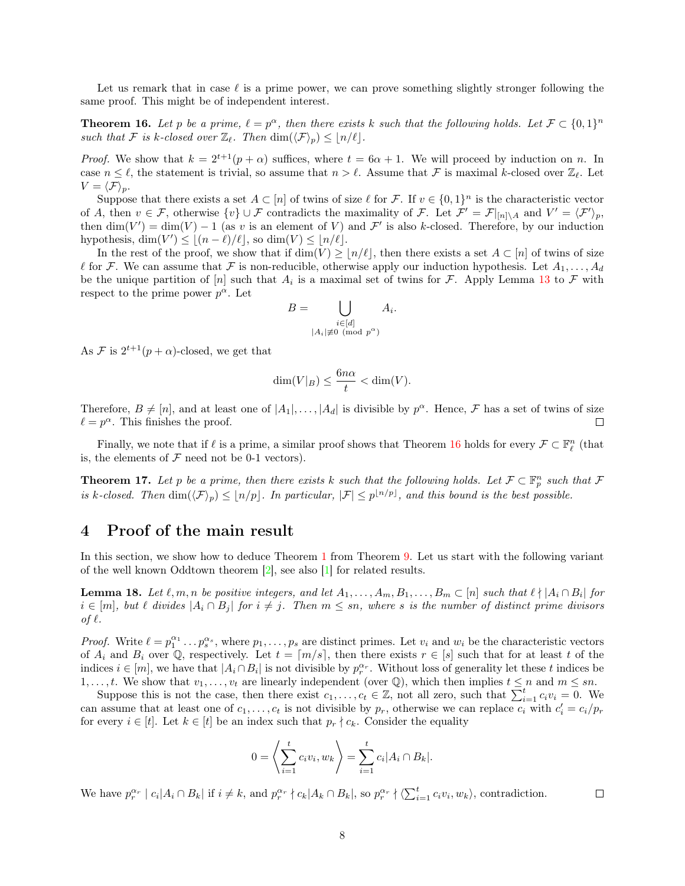Let us remark that in case $\ell$ is a prime power, we can prove something slightly stronger following the same proof. This might be of independent interest.

**Theorem 16.** *Let $p$ be a prime, $\ell = p^\alpha$, then there exists $k$ such that the following holds. Let $\mathcal{F} \subset \{0,1\}^n$ such that $\mathcal{F}$ is $k$-closed over $\mathbb{Z}_\ell$. Then $\dim(\langle \mathcal{F} \rangle_p) \leq \lfloor n/\ell \rfloor$.*

*Proof.* We show that $k = 2^{t+1}(p+\alpha)$ suffices, where $t = 6\alpha + 1$. We will proceed by induction on $n$. In case $n \leq \ell$, the statement is trivial, so assume that $n > \ell$. Assume that $\mathcal{F}$ is maximal $k$-closed over $\mathbb{Z}_\ell$. Let $V = \langle \mathcal{F} \rangle_p$.

Suppose that there exists a set $A \subset [n]$ of twins of size $\ell$ for $\mathcal{F}$. If $v \in \{0,1\}^n$ is the characteristic vector of $A$, then $v \in \mathcal{F}$, otherwise $\{v\} \cup \mathcal{F}$ contradicts the maximality of $\mathcal{F}$. Let $\mathcal{F}' = \mathcal{F}|_{[n]\setminus A}$ and $V' = \langle \mathcal{F}' \rangle_p$, then $\dim(V') = \dim(V) - 1$ (as $v$ is an element of $V$) and $\mathcal{F}'$ is also $k$-closed. Therefore, by our induction hypothesis, $\dim(V') \leq \lfloor (n-\ell)/\ell \rfloor$, so $\dim(V) \leq \lfloor n/\ell \rfloor$.

In the rest of the proof, we show that if $\dim(V) \geq \lfloor n/\ell \rfloor$, then there exists a set $A \subset [n]$ of twins of size $\ell$ for $\mathcal{F}$. We can assume that $\mathcal{F}$ is non-reducible, otherwise apply our induction hypothesis. Let $A_1, \dots, A_d$ be the unique partition of $[n]$ such that $A_i$ is a maximal set of twins for $\mathcal{F}$. Apply Lemma 13 to $\mathcal{F}$ with respect to the prime power $p^\alpha$. Let

$$B = \bigcup_{\substack{i \in [d] \\ |A_i| \not\equiv 0 \pmod{p^\alpha}}} A_i.$$

As $\mathcal{F}$ is $2^{t+1}(p+\alpha)$-closed, we get that

$$\dim(V|_B) \leq \frac{6n\alpha}{t} < \dim(V).$$

Therefore, $B \neq [n]$, and at least one of $|A_1|, \dots, |A_d|$ is divisible by $p^\alpha$. Hence, $\mathcal{F}$ has a set of twins of size $\ell = p^\alpha$. This finishes the proof. $\square$

Finally, we note that if $\ell$ is a prime, a similar proof shows that Theorem 16 holds for every $\mathcal{F} \subset \mathbb{F}_\ell^n$ (that is, the elements of $\mathcal{F}$ need not be 0-1 vectors).

**Theorem 17.** *Let $p$ be a prime, then there exists $k$ such that the following holds. Let $\mathcal{F} \subset \mathbb{F}_p^n$ such that $\mathcal{F}$ is $k$-closed. Then $\dim(\langle \mathcal{F} \rangle_p) \leq \lfloor n/p \rfloor$. In particular, $|\mathcal{F}| \leq p^{\lfloor n/p \rfloor}$, and this bound is the best possible.*

# 4 Proof of the main result

In this section, we show how to deduce Theorem 1 from Theorem 9. Let us start with the following variant of the well known Oddtown theorem [2], see also [1] for related results.

**Lemma 18.** *Let $\ell, m, n$ be positive integers, and let $A_1, \dots, A_m, B_1, \dots, B_m \subset [n]$ such that $\ell \nmid |A_i \cap B_i|$ for $i \in [m]$, but $\ell$ divides $|A_i \cap B_j|$ for $i \neq j$. Then $m \leq sn$, where $s$ is the number of distinct prime divisors of $\ell$.*

*Proof.* Write $\ell = p_1^{\alpha_1} \dots p_s^{\alpha_s}$, where $p_1, \dots, p_s$ are distinct primes. Let $v_i$ and $w_i$ be the characteristic vectors of $A_i$ and $B_i$ over $\mathbb{Q}$, respectively. Let $t = \lceil m/s \rceil$, then there exists $r \in [s]$ such that for at least $t$ of the indices $i \in [m]$, we have that $|A_i \cap B_i|$ is not divisible by $p_r^{\alpha_r}$. Without loss of generality let these $t$ indices be $1, \dots, t$. We show that $v_1, \dots, v_t$ are linearly independent (over $\mathbb{Q}$), which then implies $t \leq n$ and $m \leq sn$.

Suppose this is not the case, then there exist $c_1, \dots, c_t \in \mathbb{Z}$, not all zero, such that $\sum_{i=1}^t c_i v_i = 0$. We can assume that at least one of $c_1, \dots, c_t$ is not divisible by $p_r$, otherwise we can replace $c_i$ with $c_i' = c_i/p_r$ for every $i \in [t]$. Let $k \in [t]$ be an index such that $p_r \nmid c_k$. Consider the equality

$$0 = \left\langle \sum_{i=1}^t c_i v_i, w_k \right\rangle = \sum_{i=1}^t c_i |A_i \cap B_k|.$$

We have $p_r^{\alpha_r} \mid c_i |A_i \cap B_k|$ if $i \neq k$, and $p_r^{\alpha_r} \nmid c_k |A_k \cap B_k|$, so $p_r^{\alpha_r} \nmid \langle \sum_{i=1}^t c_i v_i, w_k \rangle$, contradiction. $\square$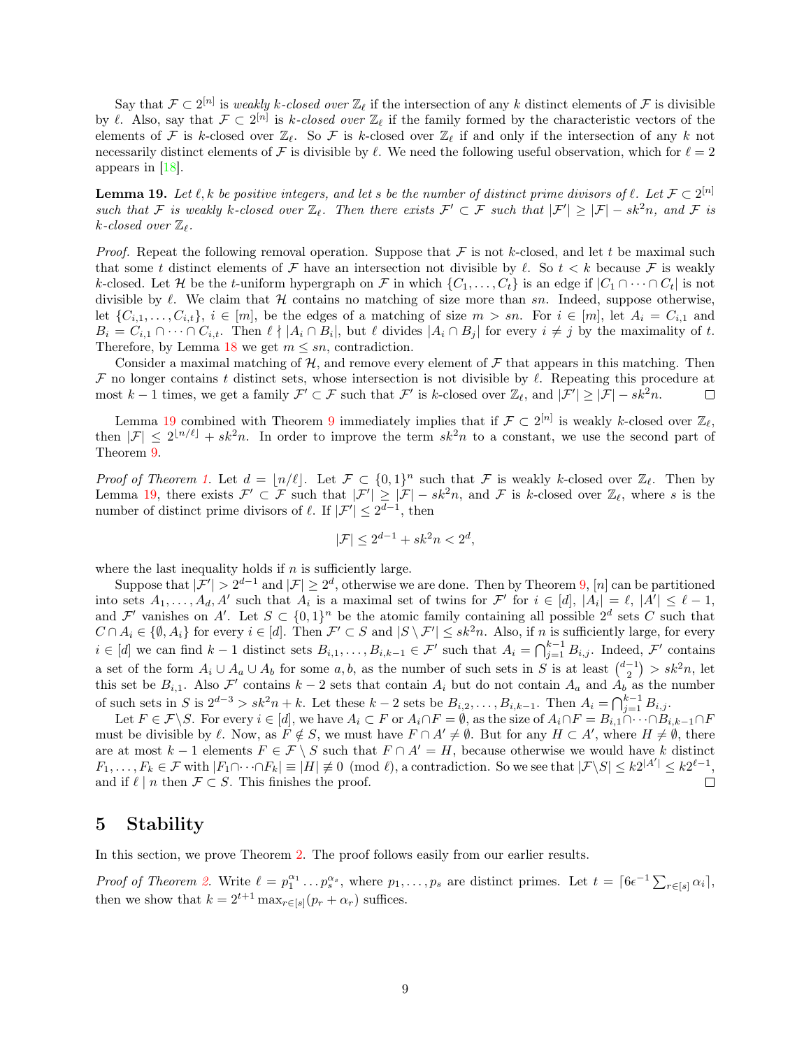Say that $\mathcal{F} \subset 2^{[n]}$ is *weakly k-closed over* $\mathbb{Z}_\ell$ if the intersection of any $k$ distinct elements of $\mathcal{F}$ is divisible by $\ell$. Also, say that $\mathcal{F} \subset 2^{[n]}$ is *k-closed over* $\mathbb{Z}_\ell$ if the family formed by the characteristic vectors of the elements of $\mathcal{F}$ is $k$-closed over $\mathbb{Z}_\ell$. So $\mathcal{F}$ is $k$-closed over $\mathbb{Z}_\ell$ if and only if the intersection of any $k$ not necessarily distinct elements of $\mathcal{F}$ is divisible by $\ell$. We need the following useful observation, which for $\ell = 2$ appears in [18].

**Lemma 19.** *Let $\ell, k$ be positive integers, and let $s$ be the number of distinct prime divisors of $\ell$. Let $\mathcal{F} \subset 2^{[n]}$ such that $\mathcal{F}$ is weakly $k$-closed over $\mathbb{Z}_\ell$. Then there exists $\mathcal{F}' \subset \mathcal{F}$ such that $|\mathcal{F}'| \geq |\mathcal{F}| - sk^2 n$, and $\mathcal{F}$ is $k$-closed over $\mathbb{Z}_\ell$.*

*Proof.* Repeat the following removal operation. Suppose that $\mathcal{F}$ is not $k$-closed, and let $t$ be maximal such that some $t$ distinct elements of $\mathcal{F}$ have an intersection not divisible by $\ell$. So $t < k$ because $\mathcal{F}$ is weakly $k$-closed. Let $\mathcal{H}$ be the $t$-uniform hypergraph on $\mathcal{F}$ in which $\{C_1, \dots, C_t\}$ is an edge if $|C_1 \cap \dots \cap C_t|$ is not divisible by $\ell$. We claim that $\mathcal{H}$ contains no matching of size more than $sn$. Indeed, suppose otherwise, let $\{C_{i,1}, \dots, C_{i,t}\}$, $i \in [m]$, be the edges of a matching of size $m > sn$. For $i \in [m]$, let $A_i = C_{i,1}$ and $B_i = C_{i,1} \cap \dots \cap C_{i,t}$. Then $\ell \nmid |A_i \cap B_i|$, but $\ell$ divides $|A_i \cap B_j|$ for every $i \neq j$ by the maximality of $t$. Therefore, by Lemma 18 we get $m \leq sn$, contradiction.

Consider a maximal matching of $\mathcal{H}$, and remove every element of $\mathcal{F}$ that appears in this matching. Then $\mathcal{F}$ no longer contains $t$ distinct sets, whose intersection is not divisible by $\ell$. Repeating this procedure at most $k-1$ times, we get a family $\mathcal{F}' \subset \mathcal{F}$ such that $\mathcal{F}'$ is $k$-closed over $\mathbb{Z}_\ell$, and $|\mathcal{F}'| \geq |\mathcal{F}| - sk^2 n$. $\square$

Lemma 19 combined with Theorem 9 immediately implies that if $\mathcal{F} \subset 2^{[n]}$ is weakly $k$-closed over $\mathbb{Z}_\ell$, then $|\mathcal{F}| \leq 2^{\lfloor n/\ell \rfloor} + sk^2 n$. In order to improve the term $sk^2 n$ to a constant, we use the second part of Theorem 9.

*Proof of Theorem 1.* Let $d = \lfloor n/\ell \rfloor$. Let $\mathcal{F} \subset \{0,1\}^n$ such that $\mathcal{F}$ is weakly $k$-closed over $\mathbb{Z}_\ell$. Then by Lemma 19, there exists $\mathcal{F}' \subset \mathcal{F}$ such that $|\mathcal{F}'| \geq |\mathcal{F}| - sk^2 n$, and $\mathcal{F}$ is $k$-closed over $\mathbb{Z}_\ell$, where $s$ is the number of distinct prime divisors of $\ell$. If $|\mathcal{F}'| \leq 2^{d-1}$, then

$$|\mathcal{F}| \leq 2^{d-1} + sk^2 n < 2^d,$$

where the last inequality holds if $n$ is sufficiently large.

Suppose that $|\mathcal{F}'| > 2^{d-1}$ and $|\mathcal{F}| \geq 2^d$, otherwise we are done. Then by Theorem 9, $[n]$ can be partitioned into sets $A_1, \dots, A_d, A'$ such that $A_i$ is a maximal set of twins for $\mathcal{F}'$ for $i \in [d]$, $|A_i| = \ell$, $|A'| \leq \ell - 1$, and $\mathcal{F}'$ vanishes on $A'$. Let $S \subset \{0,1\}^n$ be the atomic family containing all possible $2^d$ sets $C$ such that $C \cap A_i \in \{\emptyset, A_i\}$ for every $i \in [d]$. Then $\mathcal{F}' \subset S$ and $|S \setminus \mathcal{F}'| \leq sk^2 n$. Also, if $n$ is sufficiently large, for every $i \in [d]$ we can find $k-1$ distinct sets $B_{i,1}, \dots, B_{i,k-1} \in \mathcal{F}'$ such that $A_i = \bigcap_{j=1}^{k-1} B_{i,j}$. Indeed, $\mathcal{F}'$ contains a set of the form $A_i \cup A_a \cup A_b$ for some $a, b$, as the number of such sets in $S$ is at least $\binom{d-1}{2} > sk^2 n$, let this set be $B_{i,1}$. Also $\mathcal{F}'$ contains $k-2$ sets that contain $A_i$ but do not contain $A_a$ and $A_b$ as the number of such sets in $S$ is $2^{d-3} > sk^2 n + k$. Let these $k-2$ sets be $B_{i,2}, \dots, B_{i,k-1}$. Then $A_i = \bigcap_{j=1}^{k-1} B_{i,j}$.

Let $F \in \mathcal{F} \setminus S$. For every $i \in [d]$, we have $A_i \subset F$ or $A_i \cap F = \emptyset$, as the size of $A_i \cap F = B_{i,1} \cap \dots \cap B_{i,k-1} \cap F$ must be divisible by $\ell$. Now, as $F \notin S$, we must have $F \cap A' \neq \emptyset$. But for any $H \subset A'$, where $H \neq \emptyset$, there are at most $k-1$ elements $F \in \mathcal{F} \setminus S$ such that $F \cap A' = H$, because otherwise we would have $k$ distinct $F_1, \dots, F_k \in \mathcal{F}$ with $|F_1 \cap \dots \cap F_k| \equiv |H| \not\equiv 0 \pmod{\ell}$, a contradiction. So we see that $|\mathcal{F} \setminus S| \leq k 2^{|A'|} \leq k 2^{\ell - 1}$, and if $\ell \mid n$ then $\mathcal{F} \subset S$. This finishes the proof. $\square$

## 5 Stability

In this section, we prove Theorem 2. The proof follows easily from our earlier results.

*Proof of Theorem 2.* Write $\ell = p_1^{\alpha_1} \dots p_s^{\alpha_s}$, where $p_1, \dots, p_s$ are distinct primes. Let $t = \lceil 6\epsilon^{-1} \sum_{r \in [s]} \alpha_i \rceil$, then we show that $k = 2^{t+1} \max_{r \in [s]} (p_r + \alpha_r)$ suffices.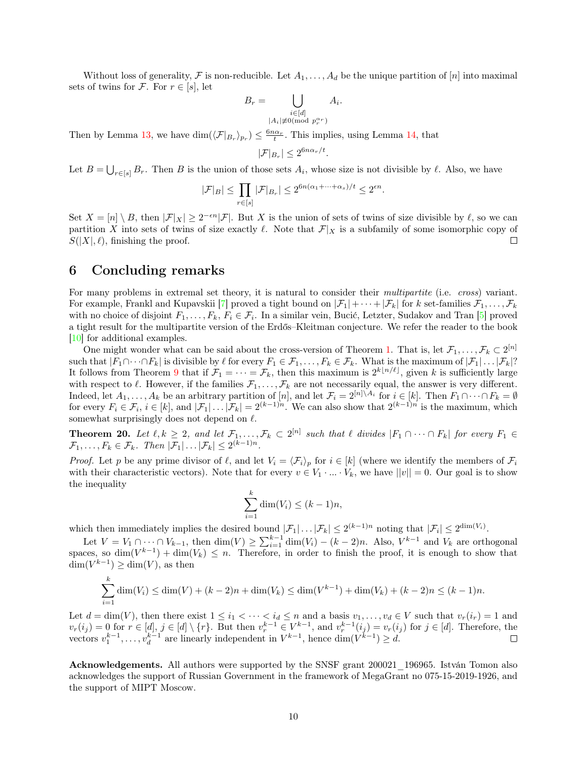Without loss of generality, $\mathcal{F}$ is non-reducible. Let $A_1, \dots, A_d$ be the unique partition of $[n]$ into maximal sets of twins for $\mathcal{F}$. For $r \in [s]$, let

$$B_r = \bigcup_{\substack{i \in [d] \\ |A_i| \not\equiv 0 \pmod{p_r^{\alpha_r}}}} A_i.$$

Then by Lemma 13, we have $\dim(\langle \mathcal{F}|_{B_r} \rangle_{p_r}) \leq \frac{6n\alpha_r}{t}$. This implies, using Lemma 14, that

$$|\mathcal{F}|_{B_r}| \leq 2^{6n\alpha_r/t}.$$

Let $B = \bigcup_{r \in [s]} B_r$. Then $B$ is the union of those sets $A_i$, whose size is not divisible by $\ell$. Also, we have

$$|\mathcal{F}|_B| \leq \prod_{r \in [s]} |\mathcal{F}|_{B_r}| \leq 2^{6n(\alpha_1 + \dots + \alpha_s)/t} \leq 2^{\epsilon n}.$$

Set $X = [n] \setminus B$, then $|\mathcal{F}|_X| \geq 2^{-\epsilon n}|\mathcal{F}|$. But $X$ is the union of sets of twins of size divisible by $\ell$, so we can partition $X$ into sets of twins of size exactly $\ell$. Note that $\mathcal{F}|_X$ is a subfamily of some isomorphic copy of $S(|X|, \ell)$, finishing the proof. $\square$

# 6 Concluding remarks

For many problems in extremal set theory, it is natural to consider their *multipartite* (i.e. *cross*) variant. For example, Frankl and Kupavskii [7] proved a tight bound on $|\mathcal{F}_1| + \dots + |\mathcal{F}_k|$ for $k$ set-families $\mathcal{F}_1, \dots, \mathcal{F}_k$ with no choice of disjoint $F_1, \dots, F_k$, $F_i \in \mathcal{F}_i$. In a similar vein, Bucić, Letzter, Sudakov and Tran [5] proved a tight result for the multipartite version of the Erdős–Kleitman conjecture. We refer the reader to the book [10] for additional examples.

One might wonder what can be said about the cross-version of Theorem 1. That is, let $\mathcal{F}_1, \dots, \mathcal{F}_k \subset 2^{[n]}$ such that $|F_1 \cap \dots \cap F_k|$ is divisible by $\ell$ for every $F_1 \in \mathcal{F}_1, \dots, F_k \in \mathcal{F}_k$. What is the maximum of $|\mathcal{F}_1| \dots |\mathcal{F}_k|$? It follows from Theorem 9 that if $\mathcal{F}_1 = \dots = \mathcal{F}_k$, then this maximum is $2^{k\lfloor n/\ell \rfloor}$, given $k$ is sufficiently large with respect to $\ell$. However, if the families $\mathcal{F}_1, \dots, \mathcal{F}_k$ are not necessarily equal, the answer is very different. Indeed, let $A_1, \dots, A_k$ be an arbitrary partition of $[n]$, and let $\mathcal{F}_i = 2^{[n] \setminus A_i}$ for $i \in [k]$. Then $F_1 \cap \dots \cap F_k = \emptyset$ for every $F_i \in \mathcal{F}_i$, $i \in [k]$, and $|\mathcal{F}_1| \dots |\mathcal{F}_k| = 2^{(k-1)n}$. We can also show that $2^{(k-1)n}$ is the maximum, which somewhat surprisingly does not depend on $\ell$.

**Theorem 20.** *Let $\ell, k \geq 2$, and let $\mathcal{F}_1, \dots, \mathcal{F}_k \subset 2^{[n]}$ such that $\ell$ divides $|F_1 \cap \dots \cap F_k|$ for every $F_1 \in \mathcal{F}_1, \dots, F_k \in \mathcal{F}_k$. Then $|\mathcal{F}_1| \dots |\mathcal{F}_k| \leq 2^{(k-1)n}$.*

*Proof.* Let $p$ be any prime divisor of $\ell$, and let $V_i = \langle \mathcal{F}_i \rangle_p$ for $i \in [k]$ (where we identify the members of $\mathcal{F}_i$ with their characteristic vectors). Note that for every $v \in V_1 \cdot \ldots \cdot V_k$, we have $||v|| = 0$. Our goal is to show the inequality

$$\sum_{i=1}^{k} \dim(V_i) \leq (k-1)n,$$

which then immediately implies the desired bound $|\mathcal{F}_1| \dots |\mathcal{F}_k| \leq 2^{(k-1)n}$ noting that $|\mathcal{F}_i| \leq 2^{\dim(V_i)}$.

Let $V = V_1 \cap \dots \cap V_{k-1}$, then $\dim(V) \geq \sum_{i=1}^{k-1} \dim(V_i) - (k-2)n$. Also, $V^{k-1}$ and $V_k$ are orthogonal spaces, so $\dim(V^{k-1}) + \dim(V_k) \leq n$. Therefore, in order to finish the proof, it is enough to show that $\dim(V^{k-1}) \geq \dim(V)$, as then

$$\sum_{i=1}^{k} \dim(V_i) \leq \dim(V) + (k-2)n + \dim(V_k) \leq \dim(V^{k-1}) + \dim(V_k) + (k-2)n \leq (k-1)n.$$

Let $d = \dim(V)$, then there exist $1 \leq i_1 < \dots < i_d \leq n$ and a basis $v_1, \dots, v_d \in V$ such that $v_r(i_r) = 1$ and $v_r(i_j) = 0$ for $r \in [d]$, $j \in [d] \setminus \{r\}$. But then $v_r^{k-1} \in V^{k-1}$, and $v_r^{k-1}(i_j) = v_r(i_j)$ for $j \in [d]$. Therefore, the vectors $v_1^{k-1}, \dots, v_d^{k-1}$ are linearly independent in $V^{k-1}$, hence $\dim(V^{k-1}) \geq d$. $\square$

**Acknowledgements.** All authors were supported by the SNSF grant 200021_196965. István Tomon also acknowledges the support of Russian Government in the framework of MegaGrant no 075-15-2019-1926, and the support of MIPT Moscow.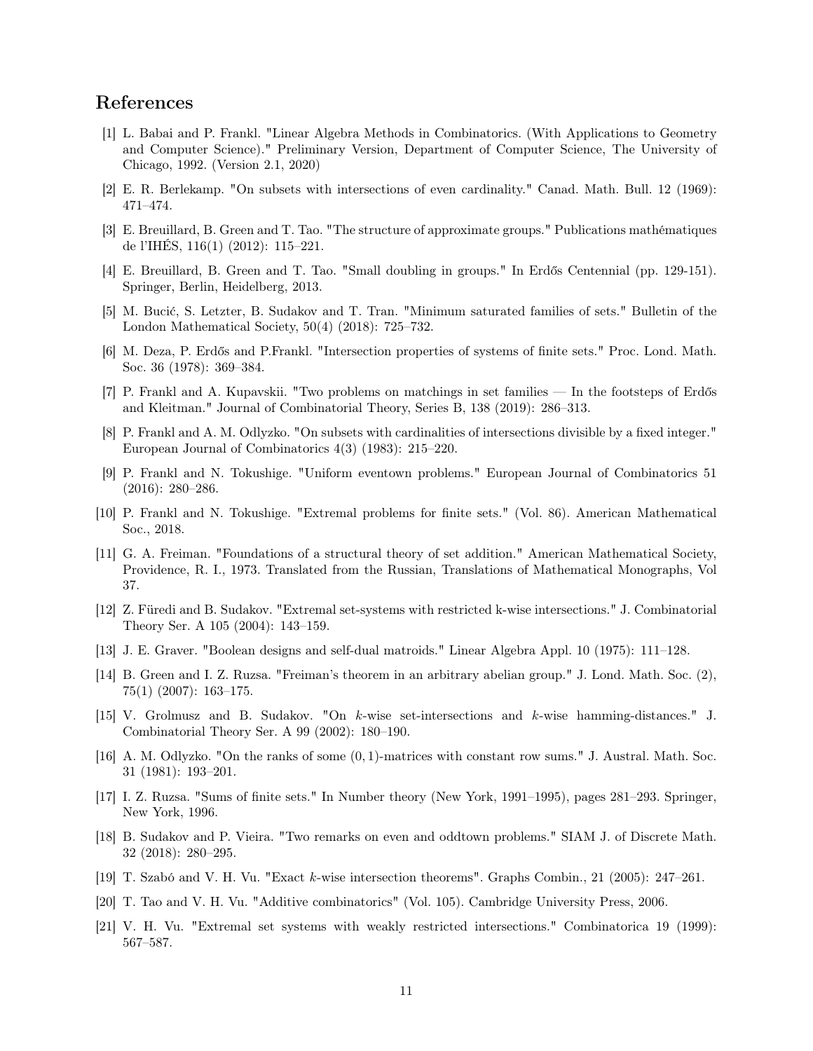## References

[1] L. Babai and P. Frankl. "Linear Algebra Methods in Combinatorics. (With Applications to Geometry and Computer Science)." Preliminary Version, Department of Computer Science, The University of Chicago, 1992. (Version 2.1, 2020)

[2] E. R. Berlekamp. "On subsets with intersections of even cardinality." Canad. Math. Bull. 12 (1969): 471–474.

[3] E. Breuillard, B. Green and T. Tao. "The structure of approximate groups." Publications mathématiques de l'IHÉS, 116(1) (2012): 115–221.

[4] E. Breuillard, B. Green and T. Tao. "Small doubling in groups." In Erdős Centennial (pp. 129-151). Springer, Berlin, Heidelberg, 2013.

[5] M. Bucić, S. Letzter, B. Sudakov and T. Tran. "Minimum saturated families of sets." Bulletin of the London Mathematical Society, 50(4) (2018): 725–732.

[6] M. Deza, P. Erdős and P.Frankl. "Intersection properties of systems of finite sets." Proc. Lond. Math. Soc. 36 (1978): 369–384.

[7] P. Frankl and A. Kupavskii. "Two problems on matchings in set families — In the footsteps of Erdős and Kleitman." Journal of Combinatorial Theory, Series B, 138 (2019): 286–313.

[8] P. Frankl and A. M. Odlyzko. "On subsets with cardinalities of intersections divisible by a fixed integer." European Journal of Combinatorics 4(3) (1983): 215–220.

[9] P. Frankl and N. Tokushige. "Uniform eventown problems." European Journal of Combinatorics 51 (2016): 280–286.

[10] P. Frankl and N. Tokushige. "Extremal problems for finite sets." (Vol. 86). American Mathematical Soc., 2018.

[11] G. A. Freiman. "Foundations of a structural theory of set addition." American Mathematical Society, Providence, R. I., 1973. Translated from the Russian, Translations of Mathematical Monographs, Vol 37.

[12] Z. Füredi and B. Sudakov. "Extremal set-systems with restricted k-wise intersections." J. Combinatorial Theory Ser. A 105 (2004): 143–159.

[13] J. E. Graver. "Boolean designs and self-dual matroids." Linear Algebra Appl. 10 (1975): 111–128.

[14] B. Green and I. Z. Ruzsa. "Freiman's theorem in an arbitrary abelian group." J. Lond. Math. Soc. (2), 75(1) (2007): 163–175.

[15] V. Grolmusz and B. Sudakov. "On $k$-wise set-intersections and $k$-wise hamming-distances." J. Combinatorial Theory Ser. A 99 (2002): 180–190.

[16] A. M. Odlyzko. "On the ranks of some $(0, 1)$-matrices with constant row sums." J. Austral. Math. Soc. 31 (1981): 193–201.

[17] I. Z. Ruzsa. "Sums of finite sets." In Number theory (New York, 1991–1995), pages 281–293. Springer, New York, 1996.

[18] B. Sudakov and P. Vieira. "Two remarks on even and oddtown problems." SIAM J. of Discrete Math. 32 (2018): 280–295.

[19] T. Szabó and V. H. Vu. "Exact $k$-wise intersection theorems". Graphs Combin., 21 (2005): 247–261.

[20] T. Tao and V. H. Vu. "Additive combinatorics" (Vol. 105). Cambridge University Press, 2006.

[21] V. H. Vu. "Extremal set systems with weakly restricted intersections." Combinatorica 19 (1999): 567–587.